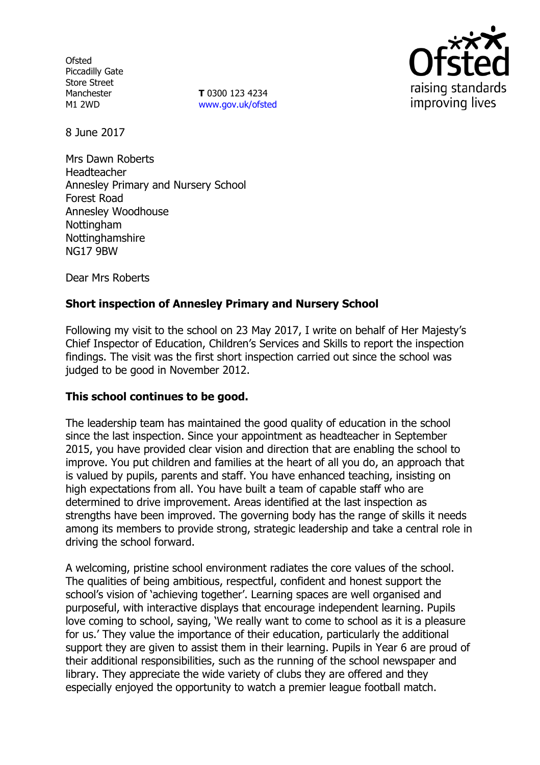Ofsted
Piccadilly Gate
Store Street
Manchester
M1 2WD

**T** 0300 123 4234
www.gov.uk/ofsted

8 June 2017

Mrs Dawn Roberts
Headteacher
Annesley Primary and Nursery School
Forest Road
Annesley Woodhouse
Nottingham
Nottinghamshire
NG17 9BW

Dear Mrs Roberts

**Short inspection of Annesley Primary and Nursery School**

Following my visit to the school on 23 May 2017, I write on behalf of Her Majesty's Chief Inspector of Education, Children's Services and Skills to report the inspection findings. The visit was the first short inspection carried out since the school was judged to be good in November 2012.

**This school continues to be good.**

The leadership team has maintained the good quality of education in the school since the last inspection. Since your appointment as headteacher in September 2015, you have provided clear vision and direction that are enabling the school to improve. You put children and families at the heart of all you do, an approach that is valued by pupils, parents and staff. You have enhanced teaching, insisting on high expectations from all. You have built a team of capable staff who are determined to drive improvement. Areas identified at the last inspection as strengths have been improved. The governing body has the range of skills it needs among its members to provide strong, strategic leadership and take a central role in driving the school forward.

A welcoming, pristine school environment radiates the core values of the school. The qualities of being ambitious, respectful, confident and honest support the school's vision of 'achieving together'. Learning spaces are well organised and purposeful, with interactive displays that encourage independent learning. Pupils love coming to school, saying, 'We really want to come to school as it is a pleasure for us.' They value the importance of their education, particularly the additional support they are given to assist them in their learning. Pupils in Year 6 are proud of their additional responsibilities, such as the running of the school newspaper and library. They appreciate the wide variety of clubs they are offered and they especially enjoyed the opportunity to watch a premier league football match.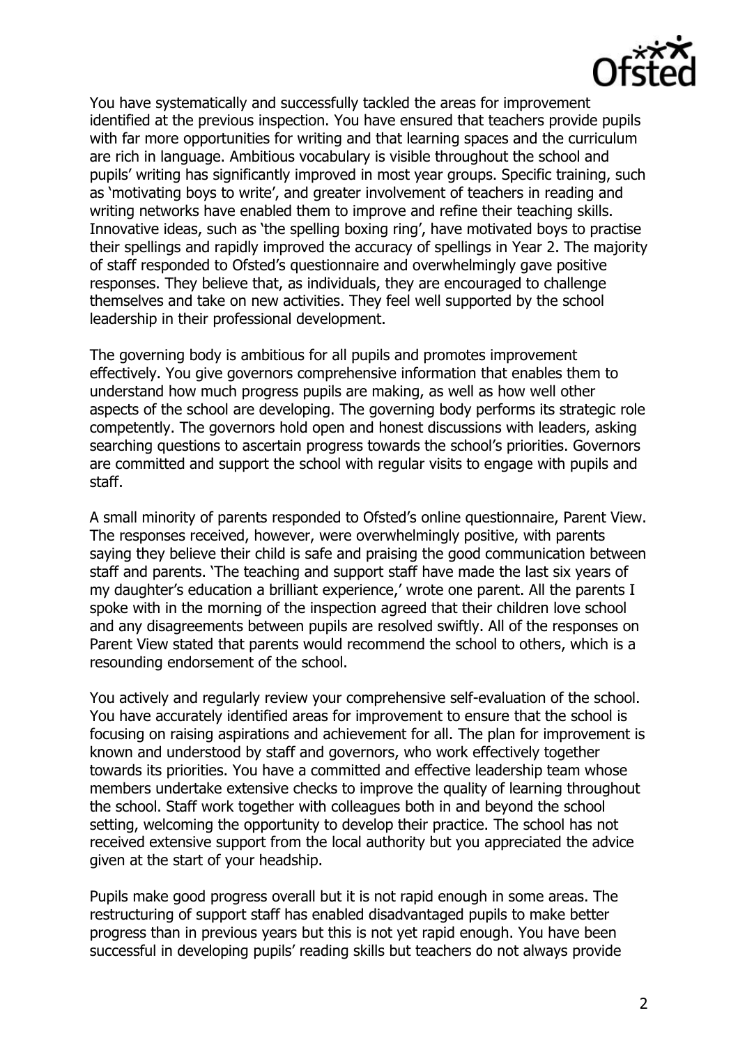You have systematically and successfully tackled the areas for improvement identified at the previous inspection. You have ensured that teachers provide pupils with far more opportunities for writing and that learning spaces and the curriculum are rich in language. Ambitious vocabulary is visible throughout the school and pupils' writing has significantly improved in most year groups. Specific training, such as 'motivating boys to write', and greater involvement of teachers in reading and writing networks have enabled them to improve and refine their teaching skills. Innovative ideas, such as 'the spelling boxing ring', have motivated boys to practise their spellings and rapidly improved the accuracy of spellings in Year 2. The majority of staff responded to Ofsted's questionnaire and overwhelmingly gave positive responses. They believe that, as individuals, they are encouraged to challenge themselves and take on new activities. They feel well supported by the school leadership in their professional development.

The governing body is ambitious for all pupils and promotes improvement effectively. You give governors comprehensive information that enables them to understand how much progress pupils are making, as well as how well other aspects of the school are developing. The governing body performs its strategic role competently. The governors hold open and honest discussions with leaders, asking searching questions to ascertain progress towards the school's priorities. Governors are committed and support the school with regular visits to engage with pupils and staff.

A small minority of parents responded to Ofsted's online questionnaire, Parent View. The responses received, however, were overwhelmingly positive, with parents saying they believe their child is safe and praising the good communication between staff and parents. 'The teaching and support staff have made the last six years of my daughter's education a brilliant experience,' wrote one parent. All the parents I spoke with in the morning of the inspection agreed that their children love school and any disagreements between pupils are resolved swiftly. All of the responses on Parent View stated that parents would recommend the school to others, which is a resounding endorsement of the school.

You actively and regularly review your comprehensive self-evaluation of the school. You have accurately identified areas for improvement to ensure that the school is focusing on raising aspirations and achievement for all. The plan for improvement is known and understood by staff and governors, who work effectively together towards its priorities. You have a committed and effective leadership team whose members undertake extensive checks to improve the quality of learning throughout the school. Staff work together with colleagues both in and beyond the school setting, welcoming the opportunity to develop their practice. The school has not received extensive support from the local authority but you appreciated the advice given at the start of your headship.

Pupils make good progress overall but it is not rapid enough in some areas. The restructuring of support staff has enabled disadvantaged pupils to make better progress than in previous years but this is not yet rapid enough. You have been successful in developing pupils' reading skills but teachers do not always provide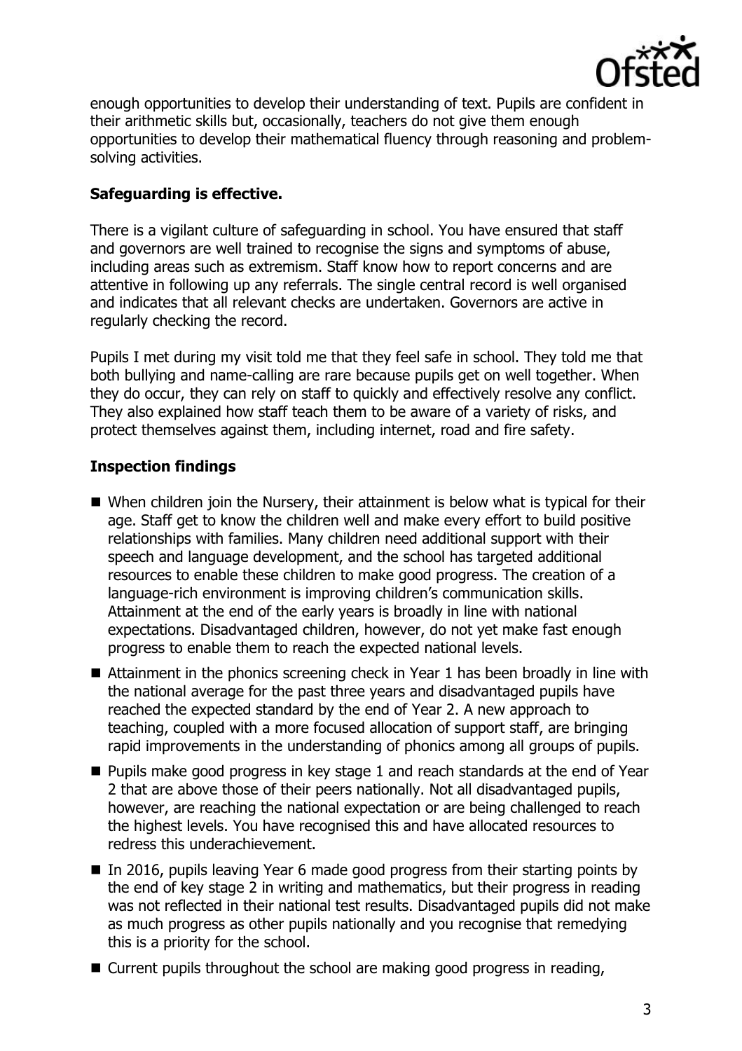enough opportunities to develop their understanding of text. Pupils are confident in their arithmetic skills but, occasionally, teachers do not give them enough opportunities to develop their mathematical fluency through reasoning and problem-solving activities.

**Safeguarding is effective.**

There is a vigilant culture of safeguarding in school. You have ensured that staff and governors are well trained to recognise the signs and symptoms of abuse, including areas such as extremism. Staff know how to report concerns and are attentive in following up any referrals. The single central record is well organised and indicates that all relevant checks are undertaken. Governors are active in regularly checking the record.

Pupils I met during my visit told me that they feel safe in school. They told me that both bullying and name-calling are rare because pupils get on well together. When they do occur, they can rely on staff to quickly and effectively resolve any conflict. They also explained how staff teach them to be aware of a variety of risks, and protect themselves against them, including internet, road and fire safety.

**Inspection findings**

- When children join the Nursery, their attainment is below what is typical for their age. Staff get to know the children well and make every effort to build positive relationships with families. Many children need additional support with their speech and language development, and the school has targeted additional resources to enable these children to make good progress. The creation of a language-rich environment is improving children's communication skills. Attainment at the end of the early years is broadly in line with national expectations. Disadvantaged children, however, do not yet make fast enough progress to enable them to reach the expected national levels.
- Attainment in the phonics screening check in Year 1 has been broadly in line with the national average for the past three years and disadvantaged pupils have reached the expected standard by the end of Year 2. A new approach to teaching, coupled with a more focused allocation of support staff, are bringing rapid improvements in the understanding of phonics among all groups of pupils.
- Pupils make good progress in key stage 1 and reach standards at the end of Year 2 that are above those of their peers nationally. Not all disadvantaged pupils, however, are reaching the national expectation or are being challenged to reach the highest levels. You have recognised this and have allocated resources to redress this underachievement.
- In 2016, pupils leaving Year 6 made good progress from their starting points by the end of key stage 2 in writing and mathematics, but their progress in reading was not reflected in their national test results. Disadvantaged pupils did not make as much progress as other pupils nationally and you recognise that remedying this is a priority for the school.
- Current pupils throughout the school are making good progress in reading,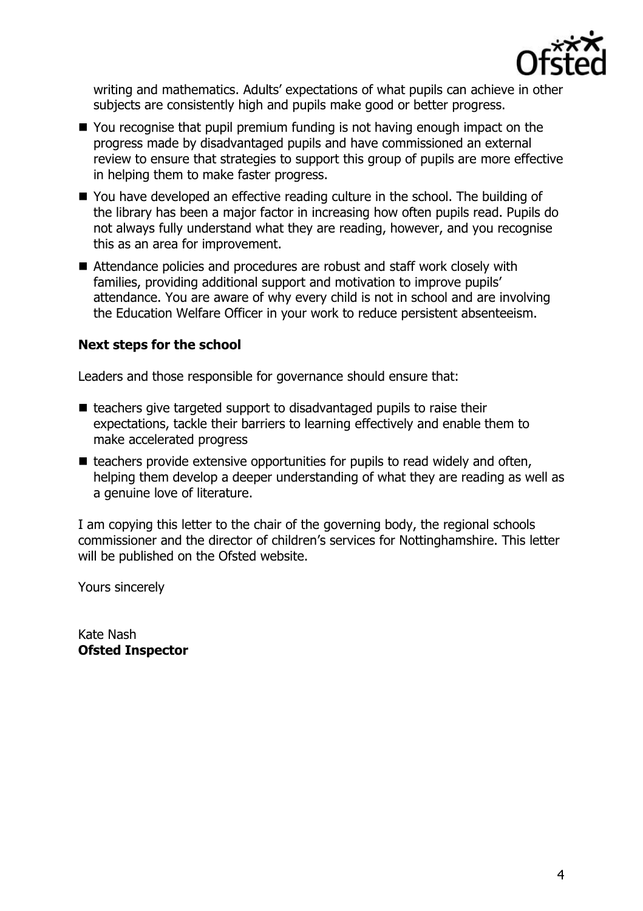writing and mathematics. Adults' expectations of what pupils can achieve in other subjects are consistently high and pupils make good or better progress.

- You recognise that pupil premium funding is not having enough impact on the progress made by disadvantaged pupils and have commissioned an external review to ensure that strategies to support this group of pupils are more effective in helping them to make faster progress.
- You have developed an effective reading culture in the school. The building of the library has been a major factor in increasing how often pupils read. Pupils do not always fully understand what they are reading, however, and you recognise this as an area for improvement.
- Attendance policies and procedures are robust and staff work closely with families, providing additional support and motivation to improve pupils' attendance. You are aware of why every child is not in school and are involving the Education Welfare Officer in your work to reduce persistent absenteeism.

### Next steps for the school

Leaders and those responsible for governance should ensure that:

- teachers give targeted support to disadvantaged pupils to raise their expectations, tackle their barriers to learning effectively and enable them to make accelerated progress
- teachers provide extensive opportunities for pupils to read widely and often, helping them develop a deeper understanding of what they are reading as well as a genuine love of literature.

I am copying this letter to the chair of the governing body, the regional schools commissioner and the director of children's services for Nottinghamshire. This letter will be published on the Ofsted website.

Yours sincerely

Kate Nash
**Ofsted Inspector**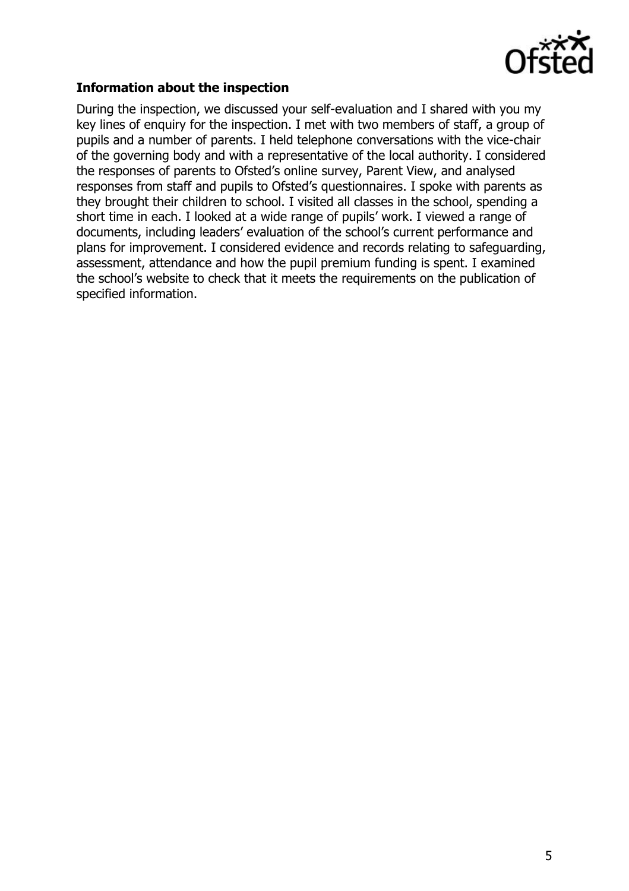**Information about the inspection**

During the inspection, we discussed your self-evaluation and I shared with you my key lines of enquiry for the inspection. I met with two members of staff, a group of pupils and a number of parents. I held telephone conversations with the vice-chair of the governing body and with a representative of the local authority. I considered the responses of parents to Ofsted's online survey, Parent View, and analysed responses from staff and pupils to Ofsted's questionnaires. I spoke with parents as they brought their children to school. I visited all classes in the school, spending a short time in each. I looked at a wide range of pupils' work. I viewed a range of documents, including leaders' evaluation of the school's current performance and plans for improvement. I considered evidence and records relating to safeguarding, assessment, attendance and how the pupil premium funding is spent. I examined the school's website to check that it meets the requirements on the publication of specified information.